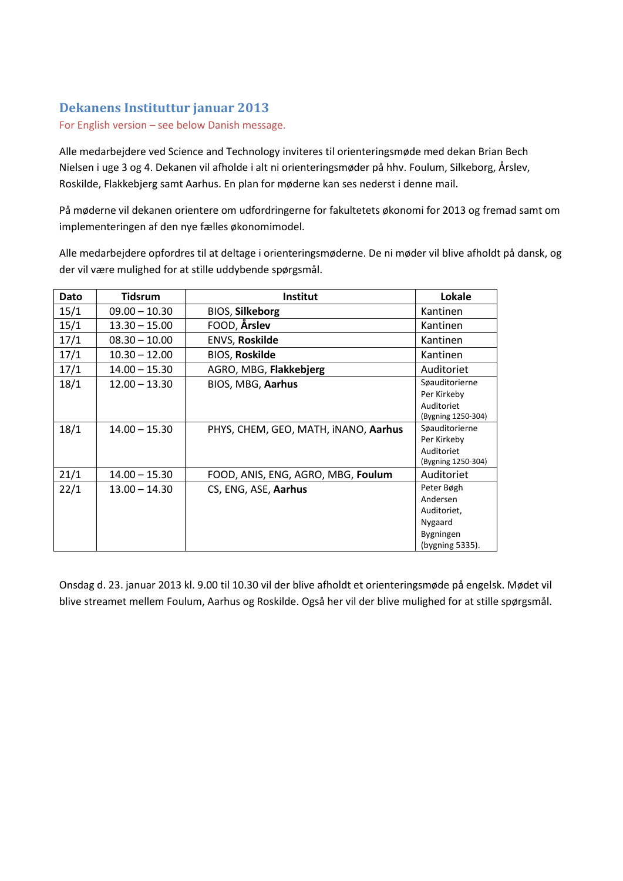## Dekanens Instituttur januar 2013

For English version – see below Danish message.

Alle medarbejdere ved Science and Technology inviteres til orienteringsmøde med dekan Brian Bech Nielsen i uge 3 og 4. Dekanen vil afholde i alt ni orienteringsmøder på hhv. Foulum, Silkeborg, Årslev, Roskilde, Flakkebjerg samt Aarhus. En plan for møderne kan ses nederst i denne mail.

På møderne vil dekanen orientere om udfordringerne for fakultetets økonomi for 2013 og fremad samt om implementeringen af den nye fælles økonomimodel.

Alle medarbejdere opfordres til at deltage i orienteringsmøderne. De ni møder vil blive afholdt på dansk, og der vil være mulighed for at stille uddybende spørgsmål.

| Dato | Tidsrum | Institut | Lokale |
|---|---|---|---|
| 15/1 | 09.00 – 10.30 | BIOS, **Silkeborg** | Kantinen |
| 15/1 | 13.30 – 15.00 | FOOD, **Årslev** | Kantinen |
| 17/1 | 08.30 – 10.00 | ENVS, **Roskilde** | Kantinen |
| 17/1 | 10.30 – 12.00 | BIOS, **Roskilde** | Kantinen |
| 17/1 | 14.00 – 15.30 | AGRO, MBG, **Flakkebjerg** | Auditoriet |
| 18/1 | 12.00 – 13.30 | BIOS, MBG, **Aarhus** | Søauditorierne Per Kirkeby Auditoriet (Bygning 1250-304) |
| 18/1 | 14.00 – 15.30 | PHYS, CHEM, GEO, MATH, iNANO, **Aarhus** | Søauditorierne Per Kirkeby Auditoriet (Bygning 1250-304) |
| 21/1 | 14.00 – 15.30 | FOOD, ANIS, ENG, AGRO, MBG, **Foulum** | Auditoriet |
| 22/1 | 13.00 – 14.30 | CS, ENG, ASE, **Aarhus** | Peter Bøgh Andersen Auditoriet, Nygaard Bygningen (bygning 5335). |

Onsdag d. 23. januar 2013 kl. 9.00 til 10.30 vil der blive afholdt et orienteringsmøde på engelsk. Mødet vil blive streamet mellem Foulum, Aarhus og Roskilde. Også her vil der blive mulighed for at stille spørgsmål.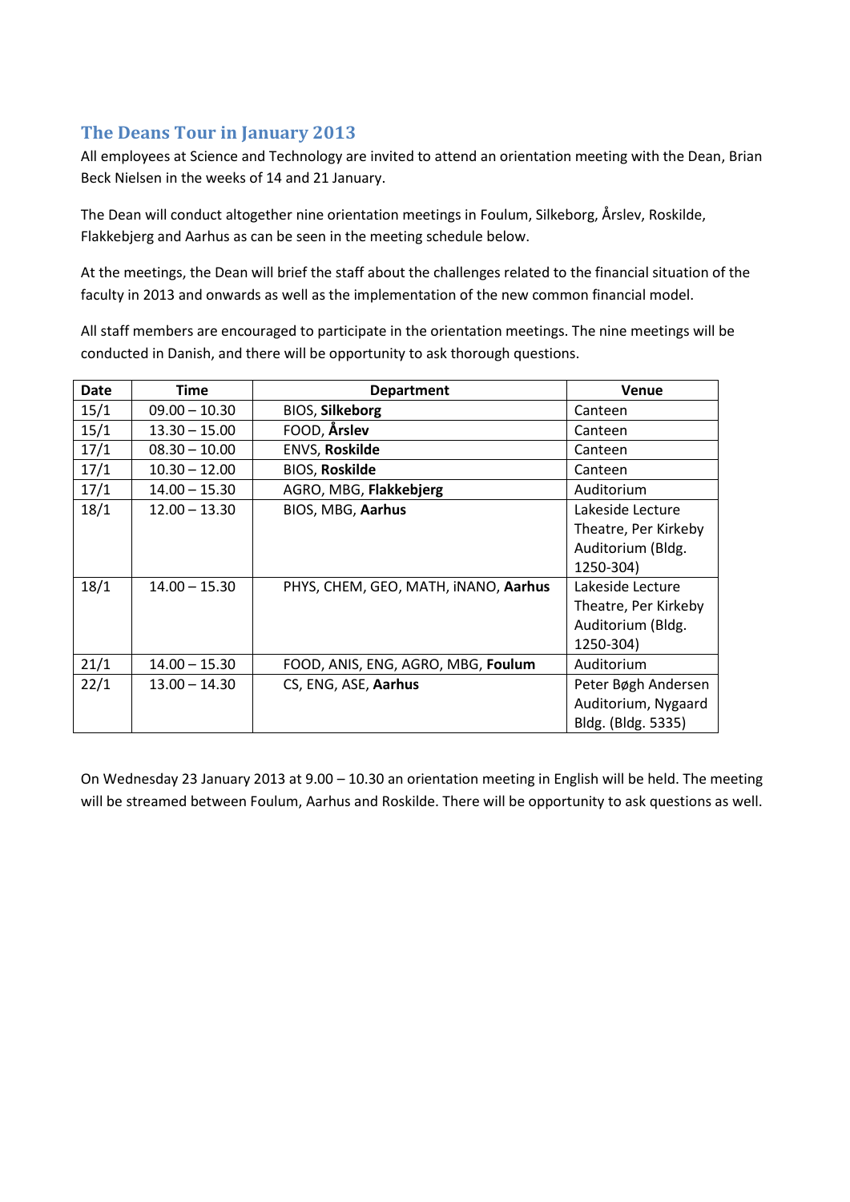## The Deans Tour in January 2013

All employees at Science and Technology are invited to attend an orientation meeting with the Dean, Brian Beck Nielsen in the weeks of 14 and 21 January.

The Dean will conduct altogether nine orientation meetings in Foulum, Silkeborg, Årslev, Roskilde, Flakkebjerg and Aarhus as can be seen in the meeting schedule below.

At the meetings, the Dean will brief the staff about the challenges related to the financial situation of the faculty in 2013 and onwards as well as the implementation of the new common financial model.

All staff members are encouraged to participate in the orientation meetings. The nine meetings will be conducted in Danish, and there will be opportunity to ask thorough questions.

| Date | Time | Department | Venue |
|---|---|---|---|
| 15/1 | 09.00 – 10.30 | BIOS, **Silkeborg** | Canteen |
| 15/1 | 13.30 – 15.00 | FOOD, **Årslev** | Canteen |
| 17/1 | 08.30 – 10.00 | ENVS, **Roskilde** | Canteen |
| 17/1 | 10.30 – 12.00 | BIOS, **Roskilde** | Canteen |
| 17/1 | 14.00 – 15.30 | AGRO, MBG, **Flakkebjerg** | Auditorium |
| 18/1 | 12.00 – 13.30 | BIOS, MBG, **Aarhus** | Lakeside Lecture Theatre, Per Kirkeby Auditorium (Bldg. 1250-304) |
| 18/1 | 14.00 – 15.30 | PHYS, CHEM, GEO, MATH, iNANO, **Aarhus** | Lakeside Lecture Theatre, Per Kirkeby Auditorium (Bldg. 1250-304) |
| 21/1 | 14.00 – 15.30 | FOOD, ANIS, ENG, AGRO, MBG, **Foulum** | Auditorium |
| 22/1 | 13.00 – 14.30 | CS, ENG, ASE, **Aarhus** | Peter Bøgh Andersen Auditorium, Nygaard Bldg. (Bldg. 5335) |

On Wednesday 23 January 2013 at 9.00 – 10.30 an orientation meeting in English will be held. The meeting will be streamed between Foulum, Aarhus and Roskilde. There will be opportunity to ask questions as well.